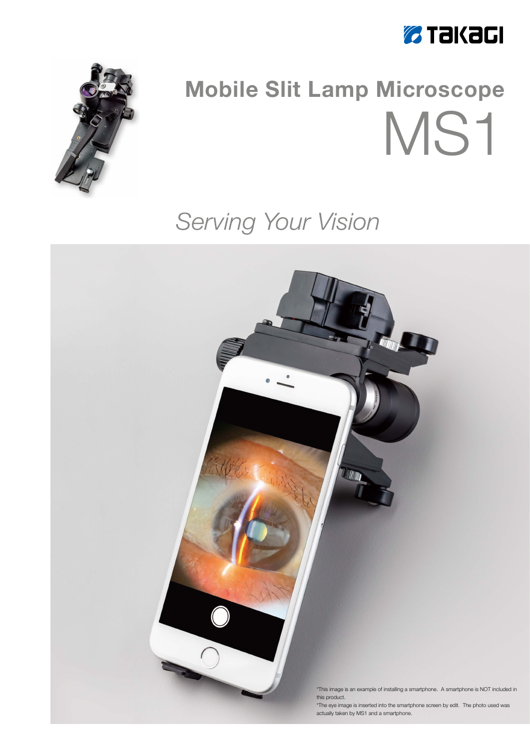TAKAGI

# Mobile Slit Lamp Microscope

# MS1

*Serving Your Vision*

*This image is an example of installing a smartphone. A smartphone is NOT included in this product.

*The eye image is inserted into the smartphone screen by edit. The photo used was actually taken by MS1 and a smartphone.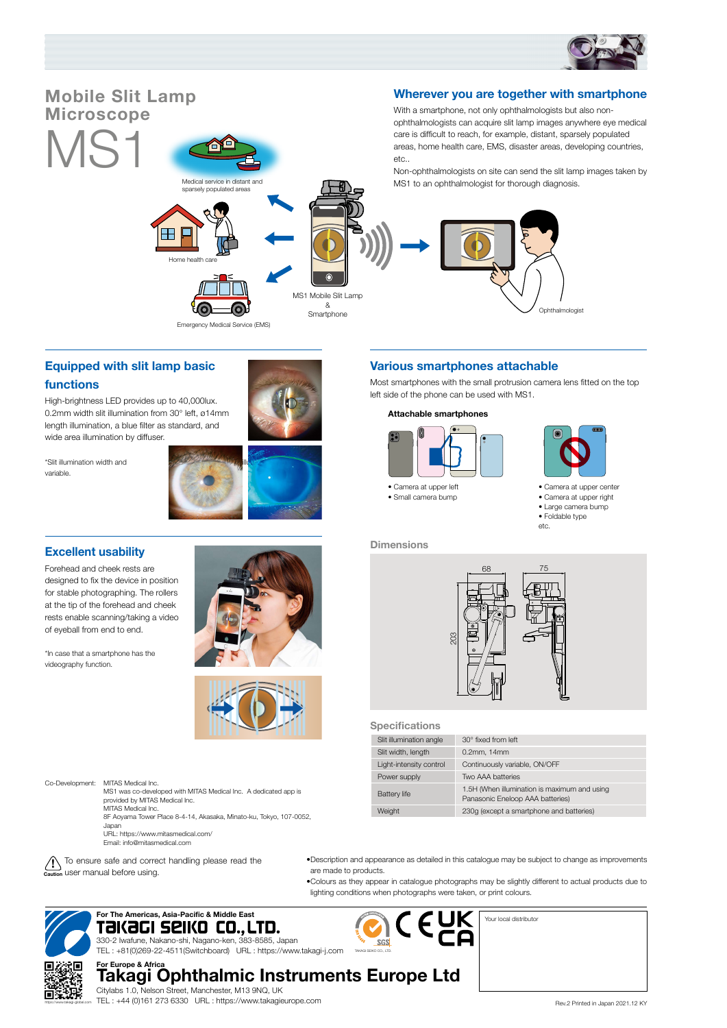# Mobile Slit Lamp Microscope

# MS1

Medical service in distant and sparsely populated areas

Home health care

Emergency Medical Service (EMS)

MS1 Mobile Slit Lamp & Smartphone

Ophthalmologist

## Wherever you are together with smartphone

With a smartphone, not only ophthalmologists but also non-ophthalmologists can acquire slit lamp images anywhere eye medical care is difficult to reach, for example, distant, sparsely populated areas, home health care, EMS, disaster areas, developing countries, etc..

Non-ophthalmologists on site can send the slit lamp images taken by MS1 to an ophthalmologist for thorough diagnosis.

## Equipped with slit lamp basic functions

High-brightness LED provides up to 40,000lux. 0.2mm width slit illumination from 30° left, ø14mm length illumination, a blue filter as standard, and wide area illumination by diffuser.

*Slit illumination width and variable.

## Excellent usability

Forehead and cheek rests are designed to fix the device in position for stable photographing. The rollers at the tip of the forehead and cheek rests enable scanning/taking a video of eyeball from end to end.

*In case that a smartphone has the videography function.

## Various smartphones attachable

Most smartphones with the small protrusion camera lens fitted on the top left side of the phone can be used with MS1.

**Attachable smartphones**

- Camera at upper left
- Small camera bump

- Camera at upper center
- Camera at upper right
- Large camera bump
- Foldable type

etc.

### Dimensions

68

75

203

### Specifications

| | |
|---|---|
| Slit illumination angle | 30° fixed from left |
| Slit width, length | 0.2mm, 14mm |
| Light-intensity control | Continuously variable, ON/OFF |
| Power supply | Two AAA batteries |
| Battery life | 1.5H (When illumination is maximum and using Panasonic Eneloop AAA batteries) |
| Weight | 230g (except a smartphone and batteries) |

Co-Development: MITAS Medical Inc.
MS1 was co-developed with MITAS Medical Inc. A dedicated app is provided by MITAS Medical Inc.
MITAS Medical Inc.
8F Aoyama Tower Place 8-4-14, Akasaka, Minato-ku, Tokyo, 107-0052, Japan
URL: https://www.mitasmedical.com/
Email: info@mitasmedical.com

Caution: To ensure safe and correct handling please read the user manual before using.

•Description and appearance as detailed in this catalogue may be subject to change as improvements are made to products.
•Colours as they appear in catalogue photographs may be slightly different to actual products due to lighting conditions when photographs were taken, or print colours.

For The Americas, Asia-Pacific & Middle East
**TAKAGI SEIKO CO.,LTD.**
330-2 Iwafune, Nakano-shi, Nagano-ken, 383-8585, Japan
TEL : +81(0)269-22-4511(Switchboard) URL : https://www.takagi-j.com

For Europe & Africa
**Takagi Ophthalmic Instruments Europe Ltd**
Citylabs 1.0, Nelson Street, Manchester, M13 9NQ, UK
TEL : +44 (0)161 273 6330 URL : https://www.takagieurope.com

Your local distributor

Rev.2 Printed in Japan 2021.12 KY